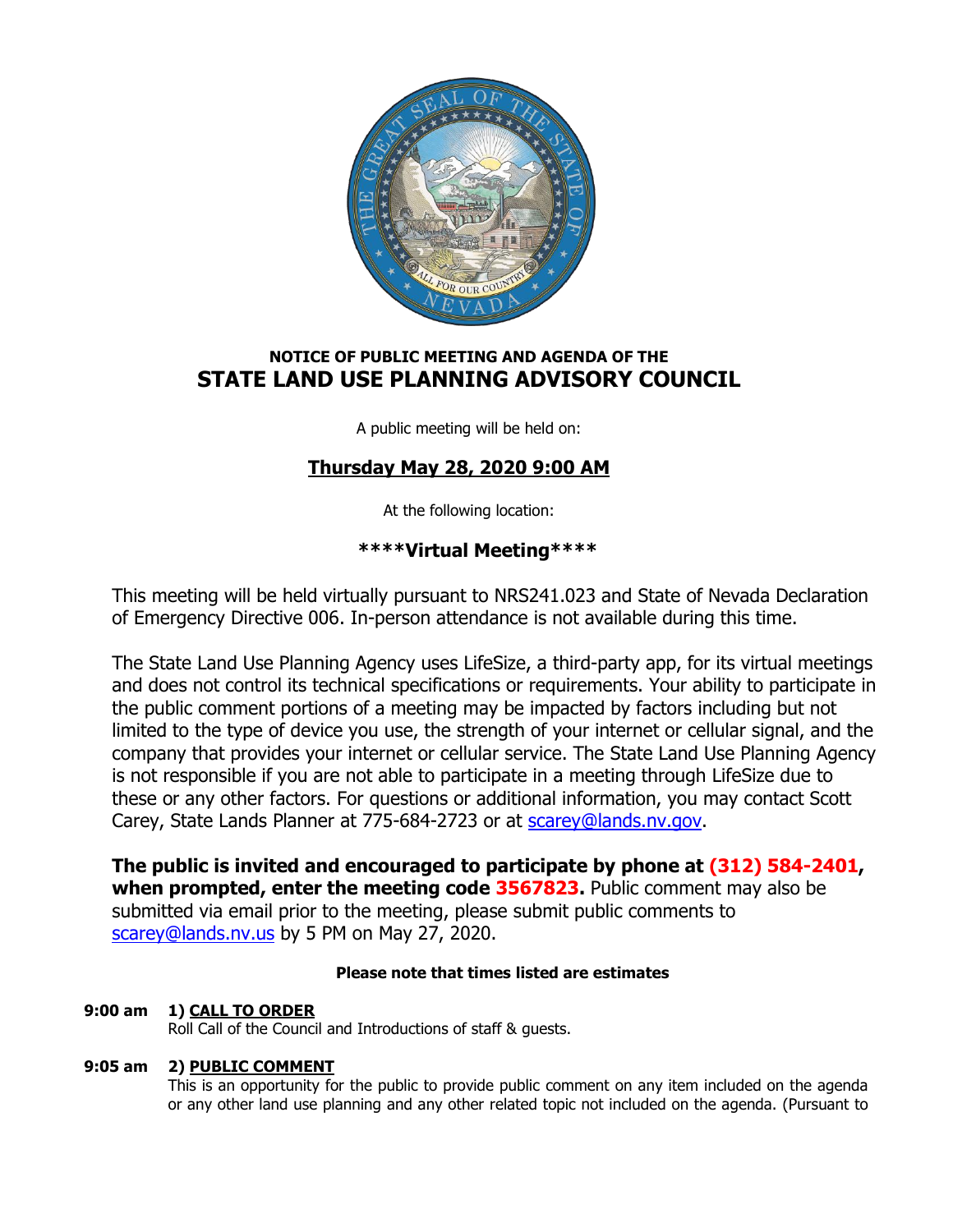**NOTICE OF PUBLIC MEETING AND AGENDA OF THE**

# STATE LAND USE PLANNING ADVISORY COUNCIL

A public meeting will be held on:

## Thursday May 28, 2020 9:00 AM

At the following location:

### ****Virtual Meeting****

This meeting will be held virtually pursuant to NRS241.023 and State of Nevada Declaration of Emergency Directive 006. In-person attendance is not available during this time.

The State Land Use Planning Agency uses LifeSize, a third-party app, for its virtual meetings and does not control its technical specifications or requirements. Your ability to participate in the public comment portions of a meeting may be impacted by factors including but not limited to the type of device you use, the strength of your internet or cellular signal, and the company that provides your internet or cellular service. The State Land Use Planning Agency is not responsible if you are not able to participate in a meeting through LifeSize due to these or any other factors. For questions or additional information, you may contact Scott Carey, State Lands Planner at 775-684-2723 or at scarey@lands.nv.gov.

**The public is invited and encouraged to participate by phone at (312) 584-2401, when prompted, enter the meeting code 3567823.** Public comment may also be submitted via email prior to the meeting, please submit public comments to scarey@lands.nv.us by 5 PM on May 27, 2020.

**Please note that times listed are estimates**

**9:00 am** **1) CALL TO ORDER**
Roll Call of the Council and Introductions of staff & guests.

**9:05 am** **2) PUBLIC COMMENT**
This is an opportunity for the public to provide public comment on any item included on the agenda or any other land use planning and any other related topic not included on the agenda. (Pursuant to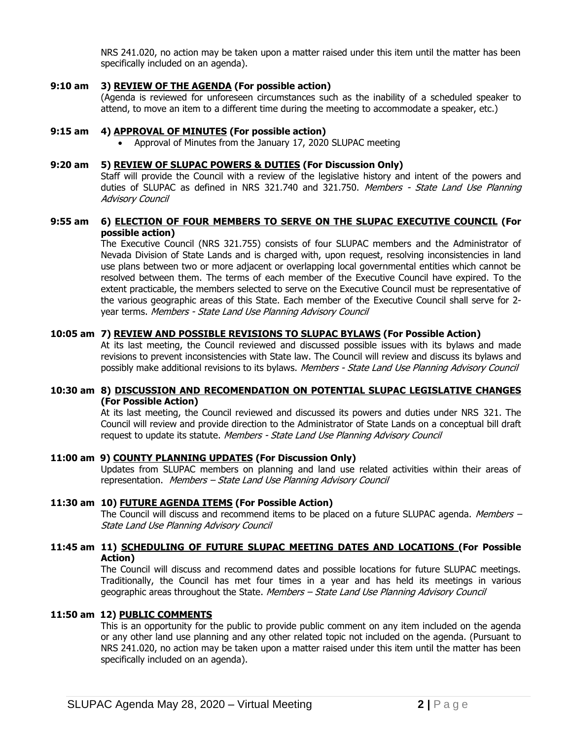NRS 241.020, no action may be taken upon a matter raised under this item until the matter has been specifically included on an agenda).

**9:10 am 3) <u>REVIEW OF THE AGENDA</u> (For possible action)**

(Agenda is reviewed for unforeseen circumstances such as the inability of a scheduled speaker to attend, to move an item to a different time during the meeting to accommodate a speaker, etc.)

**9:15 am 4) <u>APPROVAL OF MINUTES</u> (For possible action)**

- Approval of Minutes from the January 17, 2020 SLUPAC meeting

**9:20 am 5) <u>REVIEW OF SLUPAC POWERS & DUTIES</u> (For Discussion Only)**

Staff will provide the Council with a review of the legislative history and intent of the powers and duties of SLUPAC as defined in NRS 321.740 and 321.750. *Members - State Land Use Planning Advisory Council*

**9:55 am 6) <u>ELECTION OF FOUR MEMBERS TO SERVE ON THE SLUPAC EXECUTIVE COUNCIL</u> (For possible action)**

The Executive Council (NRS 321.755) consists of four SLUPAC members and the Administrator of Nevada Division of State Lands and is charged with, upon request, resolving inconsistencies in land use plans between two or more adjacent or overlapping local governmental entities which cannot be resolved between them. The terms of each member of the Executive Council have expired. To the extent practicable, the members selected to serve on the Executive Council must be representative of the various geographic areas of this State. Each member of the Executive Council shall serve for 2-year terms. *Members - State Land Use Planning Advisory Council*

**10:05 am 7) <u>REVIEW AND POSSIBLE REVISIONS TO SLUPAC BYLAWS</u> (For Possible Action)**

At its last meeting, the Council reviewed and discussed possible issues with its bylaws and made revisions to prevent inconsistencies with State law. The Council will review and discuss its bylaws and possibly make additional revisions to its bylaws. *Members - State Land Use Planning Advisory Council*

**10:30 am 8) <u>DISCUSSION AND RECOMENDATION ON POTENTIAL SLUPAC LEGISLATIVE CHANGES</u> (For Possible Action)**

At its last meeting, the Council reviewed and discussed its powers and duties under NRS 321. The Council will review and provide direction to the Administrator of State Lands on a conceptual bill draft request to update its statute. *Members - State Land Use Planning Advisory Council*

**11:00 am 9) <u>COUNTY PLANNING UPDATES</u> (For Discussion Only)**

Updates from SLUPAC members on planning and land use related activities within their areas of representation. *Members – State Land Use Planning Advisory Council*

**11:30 am 10) <u>FUTURE AGENDA ITEMS</u> (For Possible Action)**

The Council will discuss and recommend items to be placed on a future SLUPAC agenda. *Members – State Land Use Planning Advisory Council*

**11:45 am 11) <u>SCHEDULING OF FUTURE SLUPAC MEETING DATES AND LOCATIONS</u> (For Possible Action)**

The Council will discuss and recommend dates and possible locations for future SLUPAC meetings. Traditionally, the Council has met four times in a year and has held its meetings in various geographic areas throughout the State. *Members – State Land Use Planning Advisory Council*

**11:50 am 12) <u>PUBLIC COMMENTS</u>**

This is an opportunity for the public to provide public comment on any item included on the agenda or any other land use planning and any other related topic not included on the agenda. (Pursuant to NRS 241.020, no action may be taken upon a matter raised under this item until the matter has been specifically included on an agenda).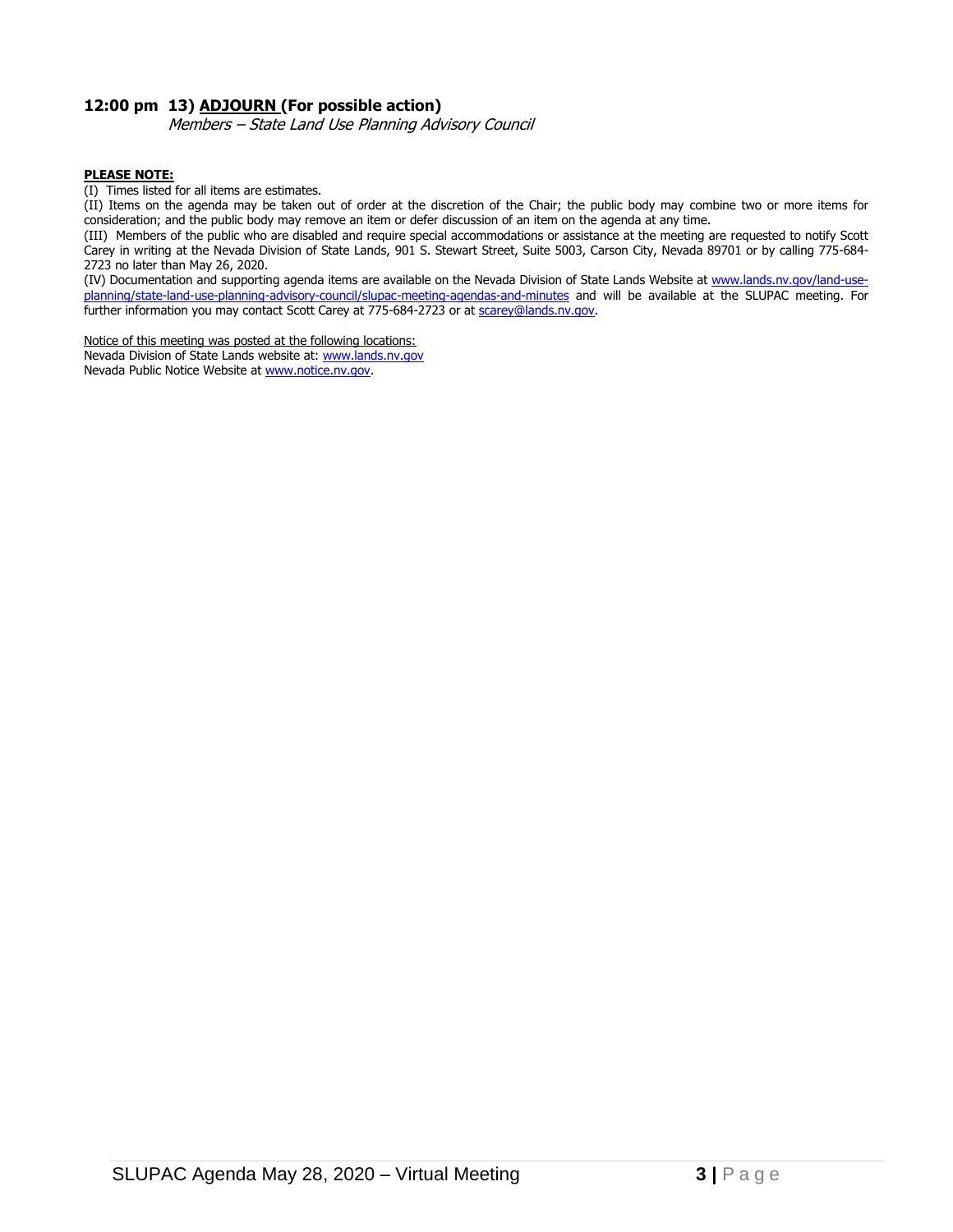**12:00 pm 13) ADJOURN (For possible action)**

*Members – State Land Use Planning Advisory Council*

**PLEASE NOTE:**

(I) Times listed for all items are estimates.

(II) Items on the agenda may be taken out of order at the discretion of the Chair; the public body may combine two or more items for consideration; and the public body may remove an item or defer discussion of an item on the agenda at any time.

(III) Members of the public who are disabled and require special accommodations or assistance at the meeting are requested to notify Scott Carey in writing at the Nevada Division of State Lands, 901 S. Stewart Street, Suite 5003, Carson City, Nevada 89701 or by calling 775-684-2723 no later than May 26, 2020.

(IV) Documentation and supporting agenda items are available on the Nevada Division of State Lands Website at www.lands.nv.gov/land-use-planning/state-land-use-planning-advisory-council/slupac-meeting-agendas-and-minutes and will be available at the SLUPAC meeting. For further information you may contact Scott Carey at 775-684-2723 or at scarey@lands.nv.gov.

Notice of this meeting was posted at the following locations:
Nevada Division of State Lands website at: www.lands.nv.gov
Nevada Public Notice Website at www.notice.nv.gov.